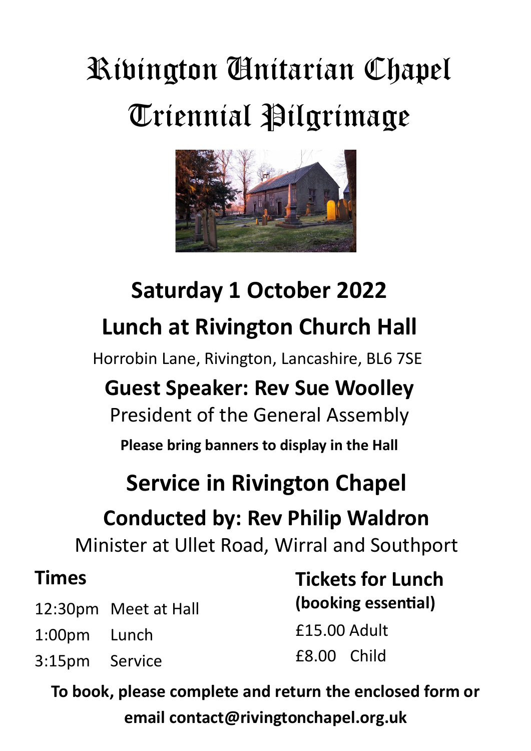# Rivington Unitarian Chapel
# Triennial Pilgrimage

## Saturday 1 October 2022

## Lunch at Rivington Church Hall

Horrobin Lane, Rivington, Lancashire, BL6 7SE

### Guest Speaker: Rev Sue Woolley

President of the General Assembly

**Please bring banners to display in the Hall**

## Service in Rivington Chapel

### Conducted by: Rev Philip Waldron

Minister at Ullet Road, Wirral and Southport

### Times

12:30pm Meet at Hall
1:00pm Lunch
3:15pm Service

### Tickets for Lunch
**(booking essential)**

£15.00 Adult
£8.00 Child

**To book, please complete and return the enclosed form or email contact@rivingtonchapel.org.uk**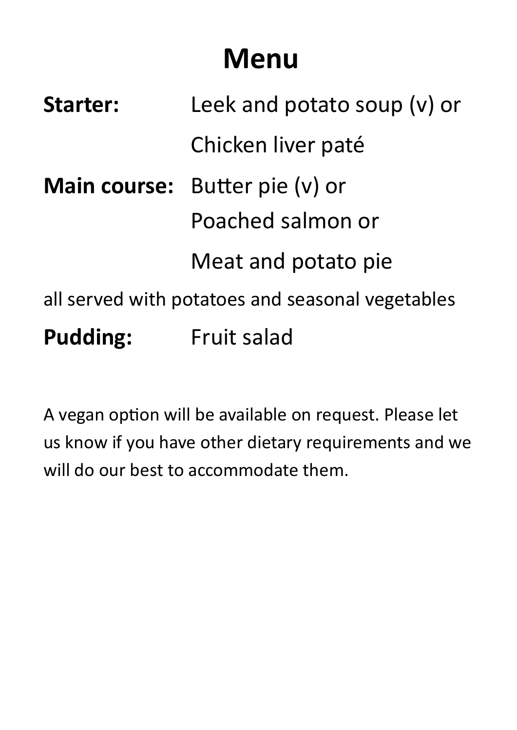# Menu

**Starter:** Leek and potato soup (v) or
Chicken liver paté

**Main course:** Butter pie (v) or
Poached salmon or
Meat and potato pie

all served with potatoes and seasonal vegetables

**Pudding:** Fruit salad

A vegan option will be available on request. Please let us know if you have other dietary requirements and we will do our best to accommodate them.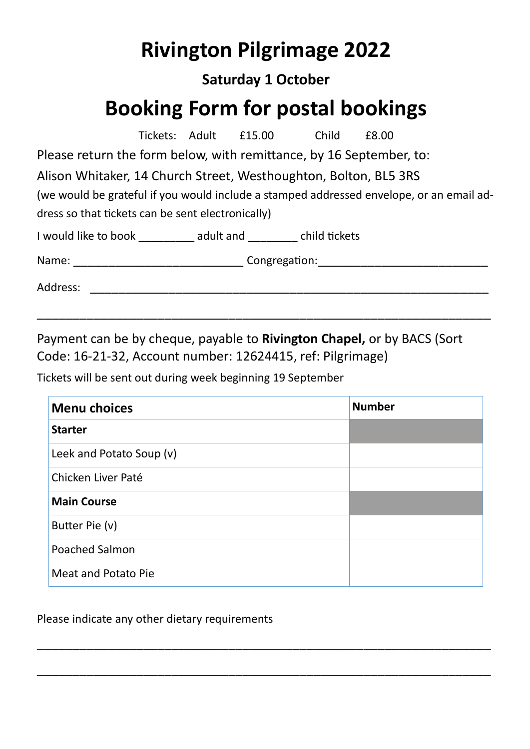# Rivington Pilgrimage 2022

### Saturday 1 October

# Booking Form for postal bookings

Tickets: Adult £15.00 Child £8.00

Please return the form below, with remittance, by 16 September, to:

Alison Whitaker, 14 Church Street, Westhoughton, Bolton, BL5 3RS

(we would be grateful if you would include a stamped addressed envelope, or an email address so that tickets can be sent electronically)

I would like to book _________ adult and ________ child tickets

Name: ___________________________ Congregation:___________________________

Address: ________________________________________________________________

_________________________________________________________________________

Payment can be by cheque, payable to **Rivington Chapel,** or by BACS (Sort Code: 16-21-32, Account number: 12624415, ref: Pilgrimage)

Tickets will be sent out during week beginning 19 September

| **Menu choices** | **Number** |
|---|---|
| **Starter** | |
| Leek and Potato Soup (v) | |
| Chicken Liver Paté | |
| **Main Course** | |
| Butter Pie (v) | |
| Poached Salmon | |
| Meat and Potato Pie | |

Please indicate any other dietary requirements

_________________________________________________________________________

_________________________________________________________________________